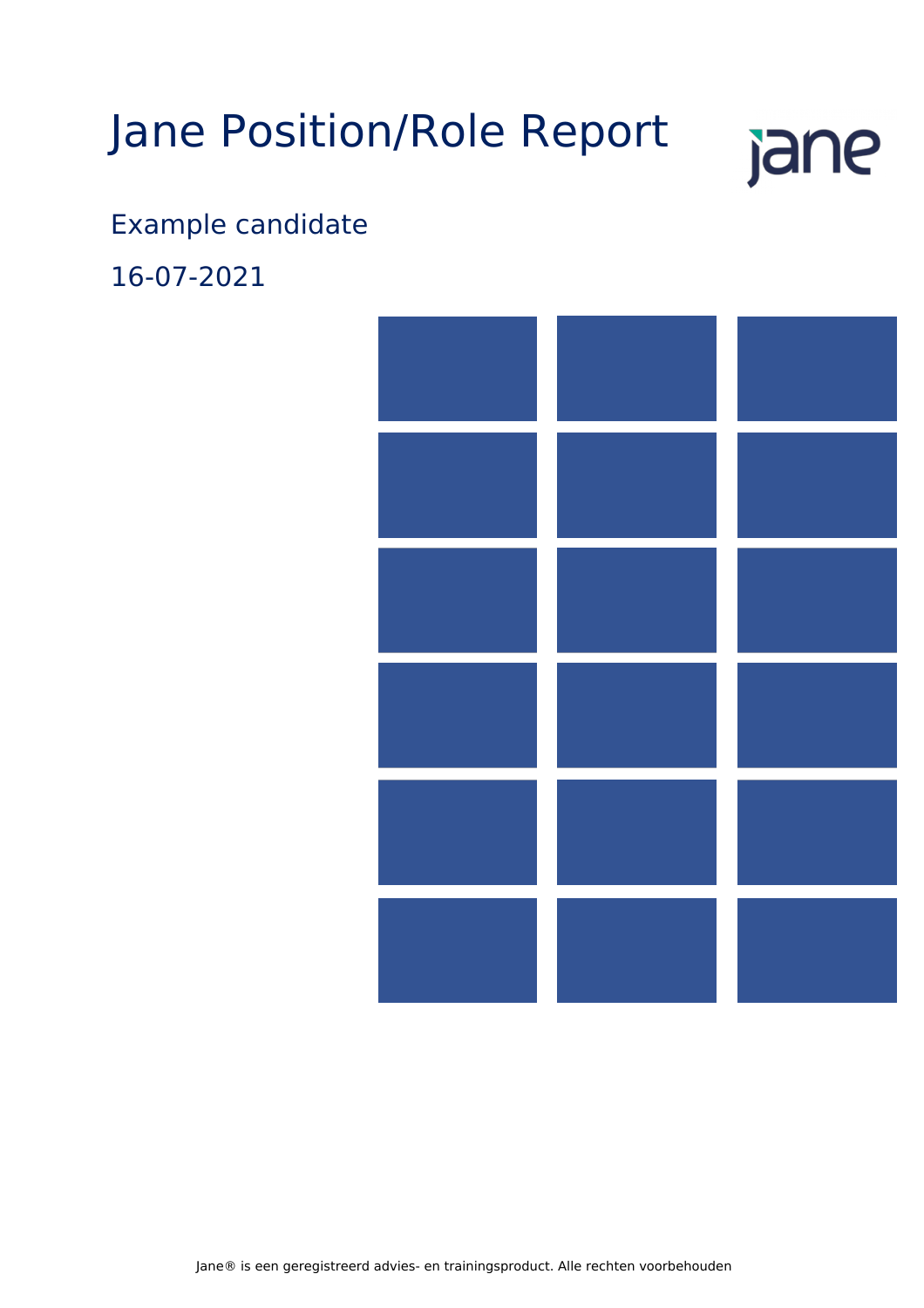# Jane Position/Role Report

Example candidate

16-07-2021

Jane® is een geregistreerd advies- en trainingsproduct. Alle rechten voorbehouden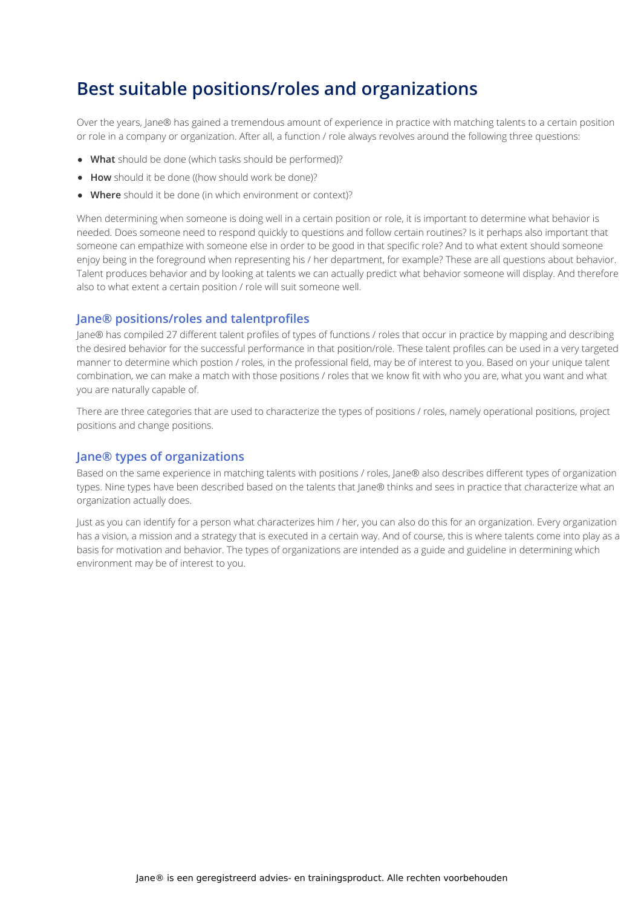# Best suitable positions/roles and organizations

Over the years, Jane® has gained a tremendous amount of experience in practice with matching talents to a certain position or role in a company or organization. After all, a function / role always revolves around the following three questions:

- **What** should be done (which tasks should be performed)?
- **How** should it be done ((how should work be done)?
- **Where** should it be done (in which environment or context)?

When determining when someone is doing well in a certain position or role, it is important to determine what behavior is needed. Does someone need to respond quickly to questions and follow certain routines? Is it perhaps also important that someone can empathize with someone else in order to be good in that specific role? And to what extent should someone enjoy being in the foreground when representing his / her department, for example? These are all questions about behavior. Talent produces behavior and by looking at talents we can actually predict what behavior someone will display. And therefore also to what extent a certain position / role will suit someone well.

## Jane® positions/roles and talentprofiles

Jane® has compiled 27 different talent profiles of types of functions / roles that occur in practice by mapping and describing the desired behavior for the successful performance in that position/role. These talent profiles can be used in a very targeted manner to determine which postion / roles, in the professional field, may be of interest to you. Based on your unique talent combination, we can make a match with those positions / roles that we know fit with who you are, what you want and what you are naturally capable of.

There are three categories that are used to characterize the types of positions / roles, namely operational positions, project positions and change positions.

## Jane® types of organizations

Based on the same experience in matching talents with positions / roles, Jane® also describes different types of organization types. Nine types have been described based on the talents that Jane® thinks and sees in practice that characterize what an organization actually does.

Just as you can identify for a person what characterizes him / her, you can also do this for an organization. Every organization has a vision, a mission and a strategy that is executed in a certain way. And of course, this is where talents come into play as a basis for motivation and behavior. The types of organizations are intended as a guide and guideline in determining which environment may be of interest to you.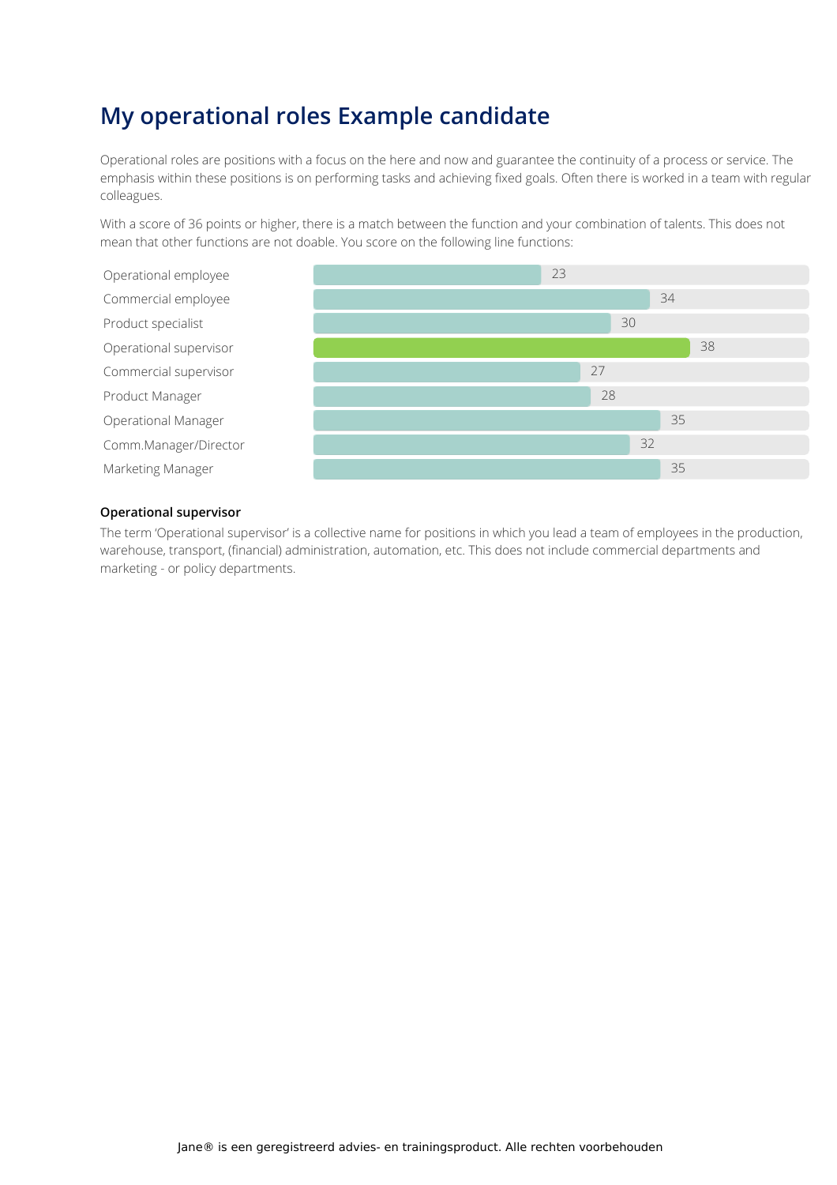# My operational roles Example candidate

Operational roles are positions with a focus on the here and now and guarantee the continuity of a process or service. The emphasis within these positions is on performing tasks and achieving fixed goals. Often there is worked in a team with regular colleagues.

With a score of 36 points or higher, there is a match between the function and your combination of talents. This does not mean that other functions are not doable. You score on the following line functions:

| Function | Score |
|---|---|
| Operational employee | 23 |
| Commercial employee | 34 |
| Product specialist | 30 |
| Operational supervisor | 38 |
| Commercial supervisor | 27 |
| Product Manager | 28 |
| Operational Manager | 35 |
| Comm.Manager/Director | 32 |
| Marketing Manager | 35 |

**Operational supervisor**

The term 'Operational supervisor' is a collective name for positions in which you lead a team of employees in the production, warehouse, transport, (financial) administration, automation, etc. This does not include commercial departments and marketing - or policy departments.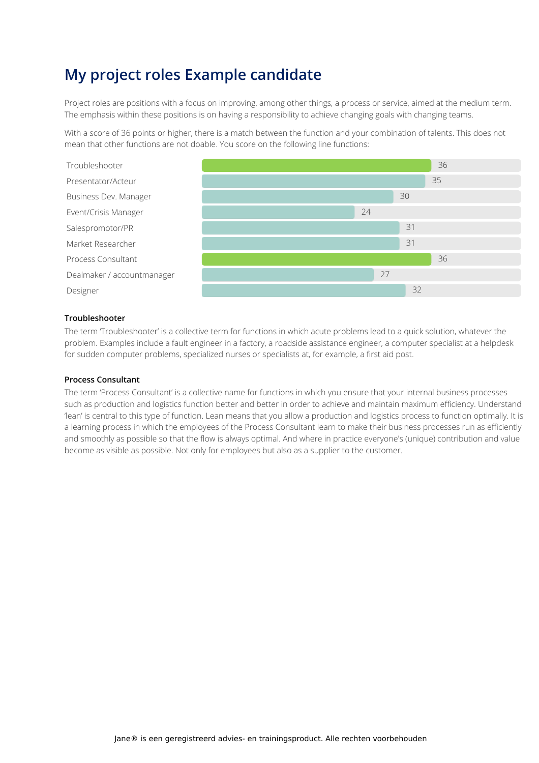# My project roles Example candidate

Project roles are positions with a focus on improving, among other things, a process or service, aimed at the medium term. The emphasis within these positions is on having a responsibility to achieve changing goals with changing teams.

With a score of 36 points or higher, there is a match between the function and your combination of talents. This does not mean that other functions are not doable. You score on the following line functions:

| Function | Score |
| --- | --- |
| Troubleshooter | 36 |
| Presentator/Acteur | 35 |
| Business Dev. Manager | 30 |
| Event/Crisis Manager | 24 |
| Salespromotor/PR | 31 |
| Market Researcher | 31 |
| Process Consultant | 36 |
| Dealmaker / accountmanager | 27 |
| Designer | 32 |

**Troubleshooter**

The term 'Troubleshooter' is a collective term for functions in which acute problems lead to a quick solution, whatever the problem. Examples include a fault engineer in a factory, a roadside assistance engineer, a computer specialist at a helpdesk for sudden computer problems, specialized nurses or specialists at, for example, a first aid post.

**Process Consultant**

The term 'Process Consultant' is a collective name for functions in which you ensure that your internal business processes such as production and logistics function better and better in order to achieve and maintain maximum efficiency. Understand 'lean' is central to this type of function. Lean means that you allow a production and logistics process to function optimally. It is a learning process in which the employees of the Process Consultant learn to make their business processes run as efficiently and smoothly as possible so that the flow is always optimal. And where in practice everyone's (unique) contribution and value become as visible as possible. Not only for employees but also as a supplier to the customer.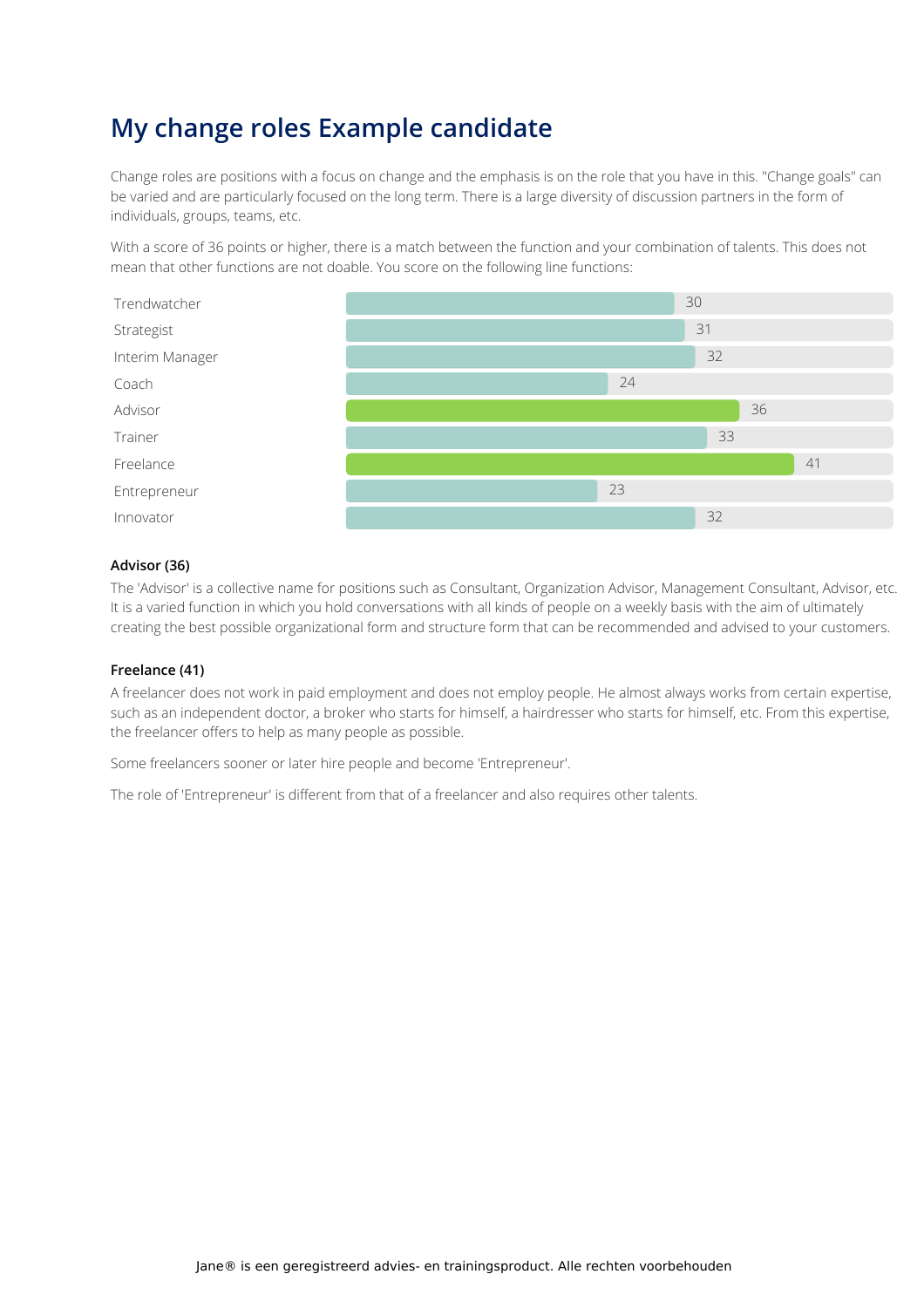# My change roles Example candidate

Change roles are positions with a focus on change and the emphasis is on the role that you have in this. "Change goals" can be varied and are particularly focused on the long term. There is a large diversity of discussion partners in the form of individuals, groups, teams, etc.

With a score of 36 points or higher, there is a match between the function and your combination of talents. This does not mean that other functions are not doable. You score on the following line functions:

| Function | Score |
|---|---|
| Trendwatcher | 30 |
| Strategist | 31 |
| Interim Manager | 32 |
| Coach | 24 |
| Advisor | 36 |
| Trainer | 33 |
| Freelance | 41 |
| Entrepreneur | 23 |
| Innovator | 32 |

**Advisor (36)**

The 'Advisor' is a collective name for positions such as Consultant, Organization Advisor, Management Consultant, Advisor, etc. It is a varied function in which you hold conversations with all kinds of people on a weekly basis with the aim of ultimately creating the best possible organizational form and structure form that can be recommended and advised to your customers.

**Freelance (41)**

A freelancer does not work in paid employment and does not employ people. He almost always works from certain expertise, such as an independent doctor, a broker who starts for himself, a hairdresser who starts for himself, etc. From this expertise, the freelancer offers to help as many people as possible.

Some freelancers sooner or later hire people and become 'Entrepreneur'.

The role of 'Entrepreneur' is different from that of a freelancer and also requires other talents.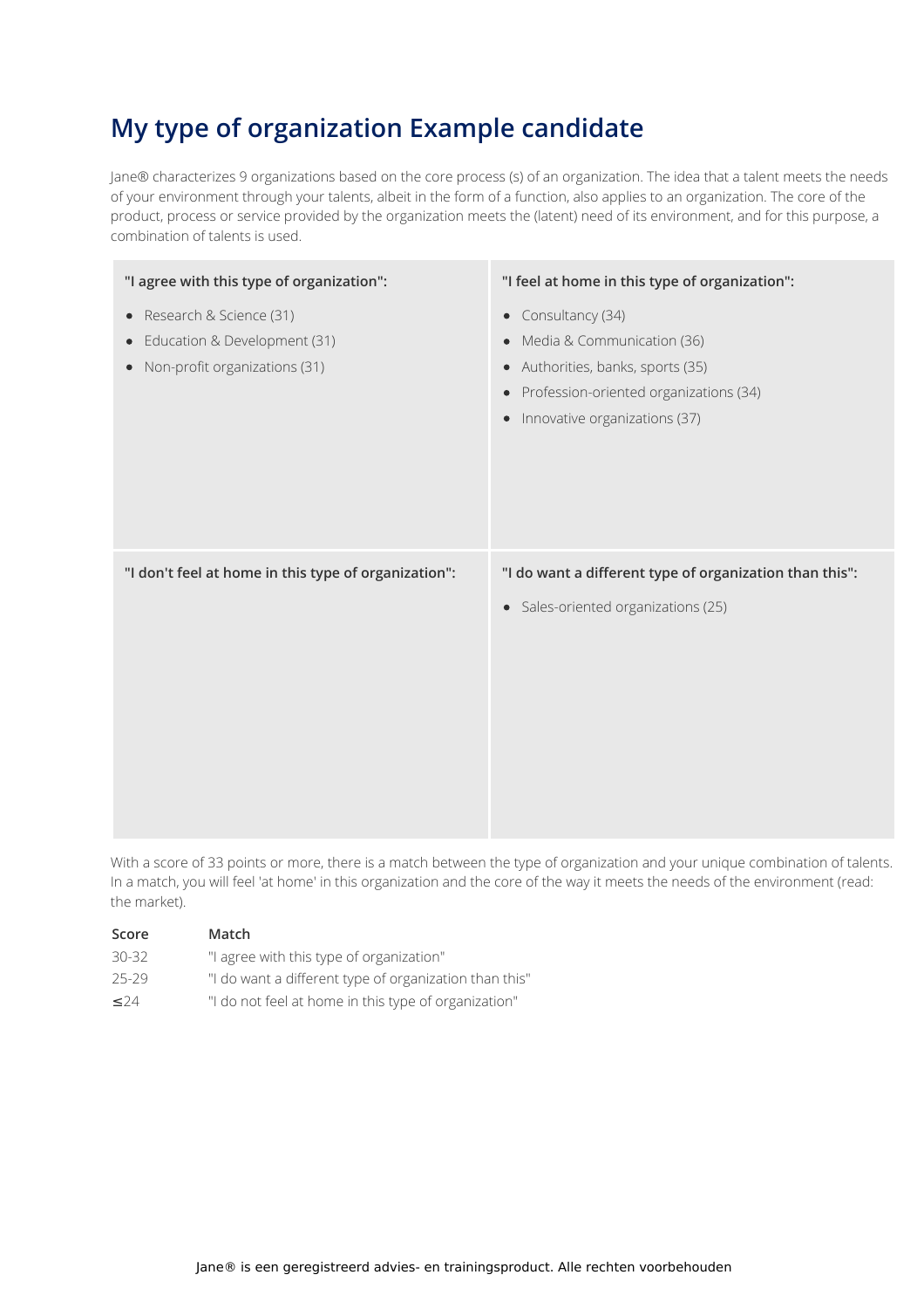# My type of organization Example candidate

Jane® characterizes 9 organizations based on the core process (s) of an organization. The idea that a talent meets the needs of your environment through your talents, albeit in the form of a function, also applies to an organization. The core of the product, process or service provided by the organization meets the (latent) need of its environment, and for this purpose, a combination of talents is used.

| "I agree with this type of organization": | "I feel at home in this type of organization": |
| --- | --- |
| • Research & Science (31)<br>• Education & Development (31)<br>• Non-profit organizations (31) | • Consultancy (34)<br>• Media & Communication (36)<br>• Authorities, banks, sports (35)<br>• Profession-oriented organizations (34)<br>• Innovative organizations (37) |
| **"I don't feel at home in this type of organization":** | **"I do want a different type of organization than this":** |
| | • Sales-oriented organizations (25) |

With a score of 33 points or more, there is a match between the type of organization and your unique combination of talents. In a match, you will feel 'at home' in this organization and the core of the way it meets the needs of the environment (read: the market).

| Score | Match |
| --- | --- |
| 30-32 | "I agree with this type of organization" |
| 25-29 | "I do want a different type of organization than this" |
| ≤24 | "I do not feel at home in this type of organization" |

Jane® is een geregistreerd advies- en trainingsproduct. Alle rechten voorbehouden